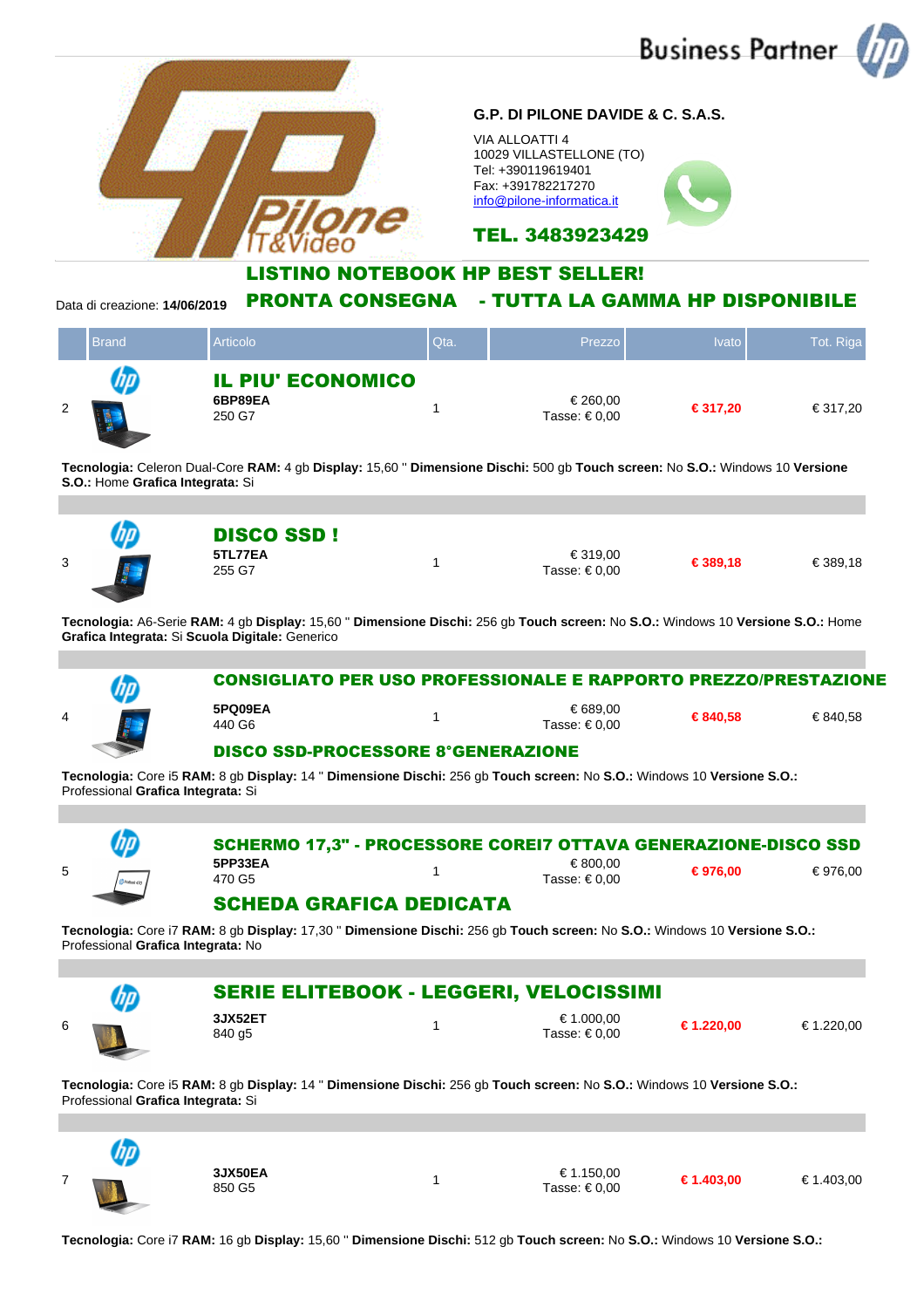Business Partner

**G.P. DI PILONE DAVIDE & C. S.A.S.**

VIA ALLOATTI 4
10029 VILLASTELLONE (TO)
Tel: +390119619401
Fax: +391782217270
info@pilone-informatica.it

**TEL. 3483923429**

## LISTINO NOTEBOOK HP BEST SELLER!

Data di creazione: **14/06/2019**

## PRONTA CONSEGNA - TUTTA LA GAMMA HP DISPONIBILE

| | Brand | Articolo | Qta. | Prezzo | Ivato | Tot. Riga |
|---|---|---|---|---|---|---|
| 2 | | **IL PIU' ECONOMICO**<br>**6BP89EA**<br>250 G7 | 1 | € 260,00<br>Tasse: € 0,00 | **€ 317,20** | € 317,20 |

**Tecnologia:** Celeron Dual-Core **RAM:** 4 gb **Display:** 15,60 " **Dimensione Dischi:** 500 gb **Touch screen:** No **S.O.:** Windows 10 **Versione S.O.:** Home **Grafica Integrata:** Si

| | Brand | Articolo | Qta. | Prezzo | Ivato | Tot. Riga |
|---|---|---|---|---|---|---|
| 3 | | **DISCO SSD !**<br>**5TL77EA**<br>255 G7 | 1 | € 319,00<br>Tasse: € 0,00 | **€ 389,18** | € 389,18 |

**Tecnologia:** A6-Serie **RAM:** 4 gb **Display:** 15,60 " **Dimensione Dischi:** 256 gb **Touch screen:** No **S.O.:** Windows 10 **Versione S.O.:** Home **Grafica Integrata:** Si **Scuola Digitale:** Generico

| | Brand | Articolo | Qta. | Prezzo | Ivato | Tot. Riga |
|---|---|---|---|---|---|---|
| 4 | | **CONSIGLIATO PER USO PROFESSIONALE E RAPPORTO PREZZO/PRESTAZIONE**<br>**5PQ09EA**<br>440 G6<br>**DISCO SSD-PROCESSORE 8°GENERAZIONE** | 1 | € 689,00<br>Tasse: € 0,00 | **€ 840,58** | € 840,58 |

**Tecnologia:** Core i5 **RAM:** 8 gb **Display:** 14 " **Dimensione Dischi:** 256 gb **Touch screen:** No **S.O.:** Windows 10 **Versione S.O.:** Professional **Grafica Integrata:** Si

| | Brand | Articolo | Qta. | Prezzo | Ivato | Tot. Riga |
|---|---|---|---|---|---|---|
| 5 | | **SCHERMO 17,3" - PROCESSORE COREI7 OTTAVA GENERAZIONE-DISCO SSD**<br>**5PP33EA**<br>470 G5<br>**SCHEDA GRAFICA DEDICATA** | 1 | € 800,00<br>Tasse: € 0,00 | **€ 976,00** | € 976,00 |

**Tecnologia:** Core i7 **RAM:** 8 gb **Display:** 17,30 " **Dimensione Dischi:** 256 gb **Touch screen:** No **S.O.:** Windows 10 **Versione S.O.:** Professional **Grafica Integrata:** No

| | Brand | Articolo | Qta. | Prezzo | Ivato | Tot. Riga |
|---|---|---|---|---|---|---|
| 6 | | **SERIE ELITEBOOK - LEGGERI, VELOCISSIMI**<br>**3JX52ET**<br>840 g5 | 1 | € 1.000,00<br>Tasse: € 0,00 | **€ 1.220,00** | € 1.220,00 |

**Tecnologia:** Core i5 **RAM:** 8 gb **Display:** 14 " **Dimensione Dischi:** 256 gb **Touch screen:** No **S.O.:** Windows 10 **Versione S.O.:** Professional **Grafica Integrata:** Si

| | Brand | Articolo | Qta. | Prezzo | Ivato | Tot. Riga |
|---|---|---|---|---|---|---|
| 7 | | **3JX50EA**<br>850 G5 | 1 | € 1.150,00<br>Tasse: € 0,00 | **€ 1.403,00** | € 1.403,00 |

**Tecnologia:** Core i7 **RAM:** 16 gb **Display:** 15,60 " **Dimensione Dischi:** 512 gb **Touch screen:** No **S.O.:** Windows 10 **Versione S.O.:**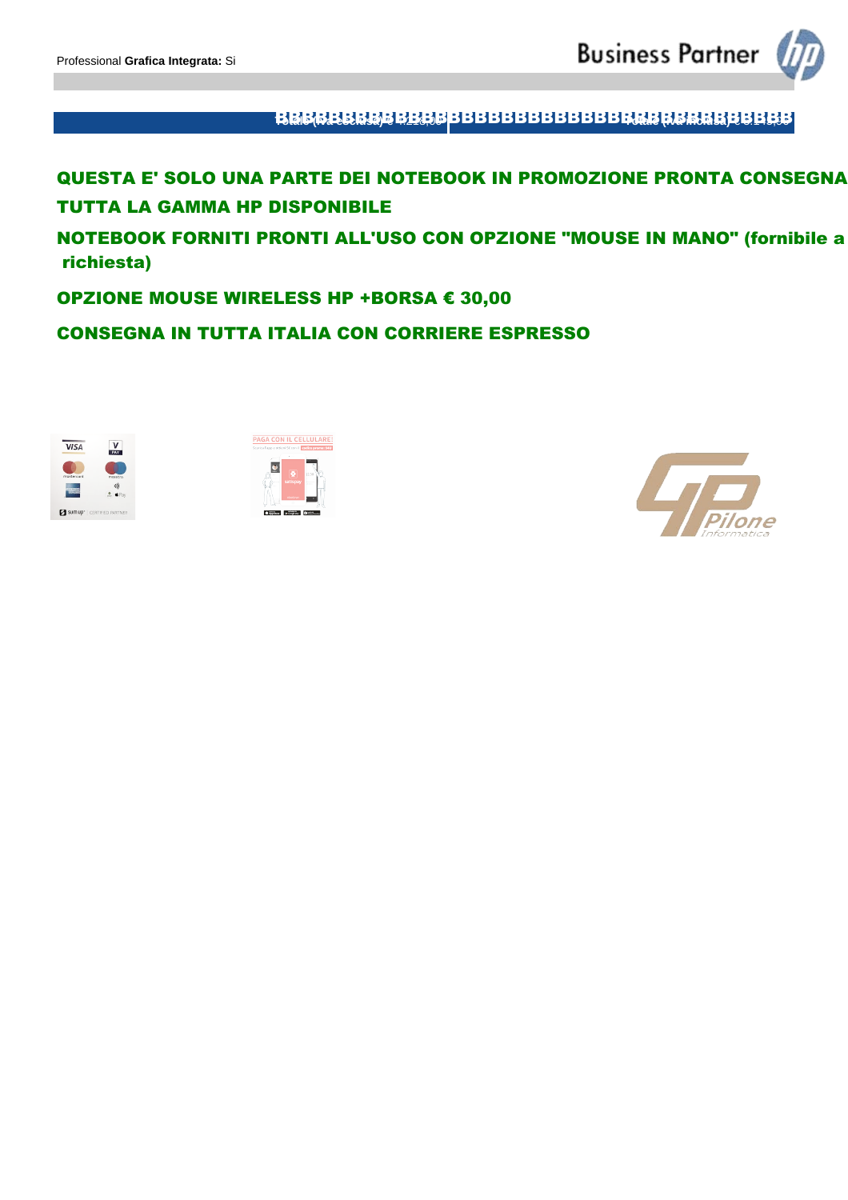Professional **Grafica Integrata:** Si

**QUESTA E' SOLO UNA PARTE DEI NOTEBOOK IN PROMOZIONE PRONTA CONSEGNA**

**TUTTA LA GAMMA HP DISPONIBILE**

**NOTEBOOK FORNITI PRONTI ALL'USO CON OPZIONE "MOUSE IN MANO" (fornibile a richiesta)**

**OPZIONE MOUSE WIRELESS HP +BORSA € 30,00**

**CONSEGNA IN TUTTA ITALIA CON CORRIERE ESPRESSO**